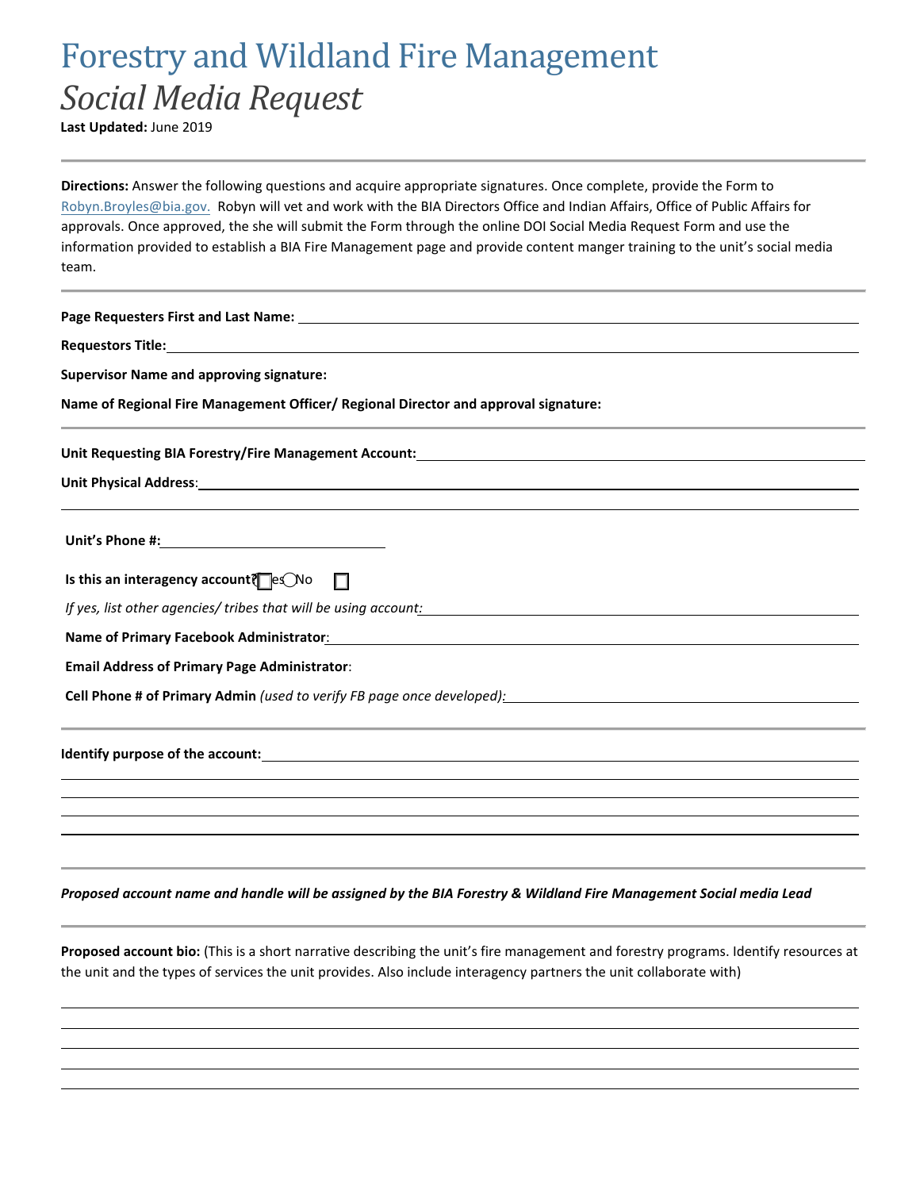# Forestry and Wildland Fire Management

## *Social Media Request*

**Last Updated:** June 2019

---

**Directions:** Answer the following questions and acquire appropriate signatures. Once complete, provide the Form to Robyn.Broyles@bia.gov. Robyn will vet and work with the BIA Directors Office and Indian Affairs, Office of Public Affairs for approvals. Once approved, the she will submit the Form through the online DOI Social Media Request Form and use the information provided to establish a BIA Fire Management page and provide content manger training to the unit's social media team.

---

**Page Requesters First and Last Name:** ______________________________

**Requestors Title:** ______________________________

**Supervisor Name and approving signature:**

**Name of Regional Fire Management Officer/ Regional Director and approval signature:**

---

**Unit Requesting BIA Forestry/Fire Management Account:** ______________________________

**Unit Physical Address**: ______________________________

______________________________

**Unit's Phone #:** ______________________________

**Is this an interagency account?** ☐ Yes ◯ No ☐

*If yes, list other agencies/ tribes that will be using account:* ______________________________

**Name of Primary Facebook Administrator**: ______________________________

**Email Address of Primary Page Administrator**:

**Cell Phone # of Primary Admin** *(used to verify FB page once developed):* ______________________________

---

**Identify purpose of the account:** ______________________________

______________________________

______________________________

______________________________

______________________________

---

***Proposed account name and handle will be assigned by the BIA Forestry & Wildland Fire Management Social media Lead***

---

**Proposed account bio:** (This is a short narrative describing the unit's fire management and forestry programs. Identify resources at the unit and the types of services the unit provides. Also include interagency partners the unit collaborate with)

______________________________

______________________________

______________________________

______________________________

______________________________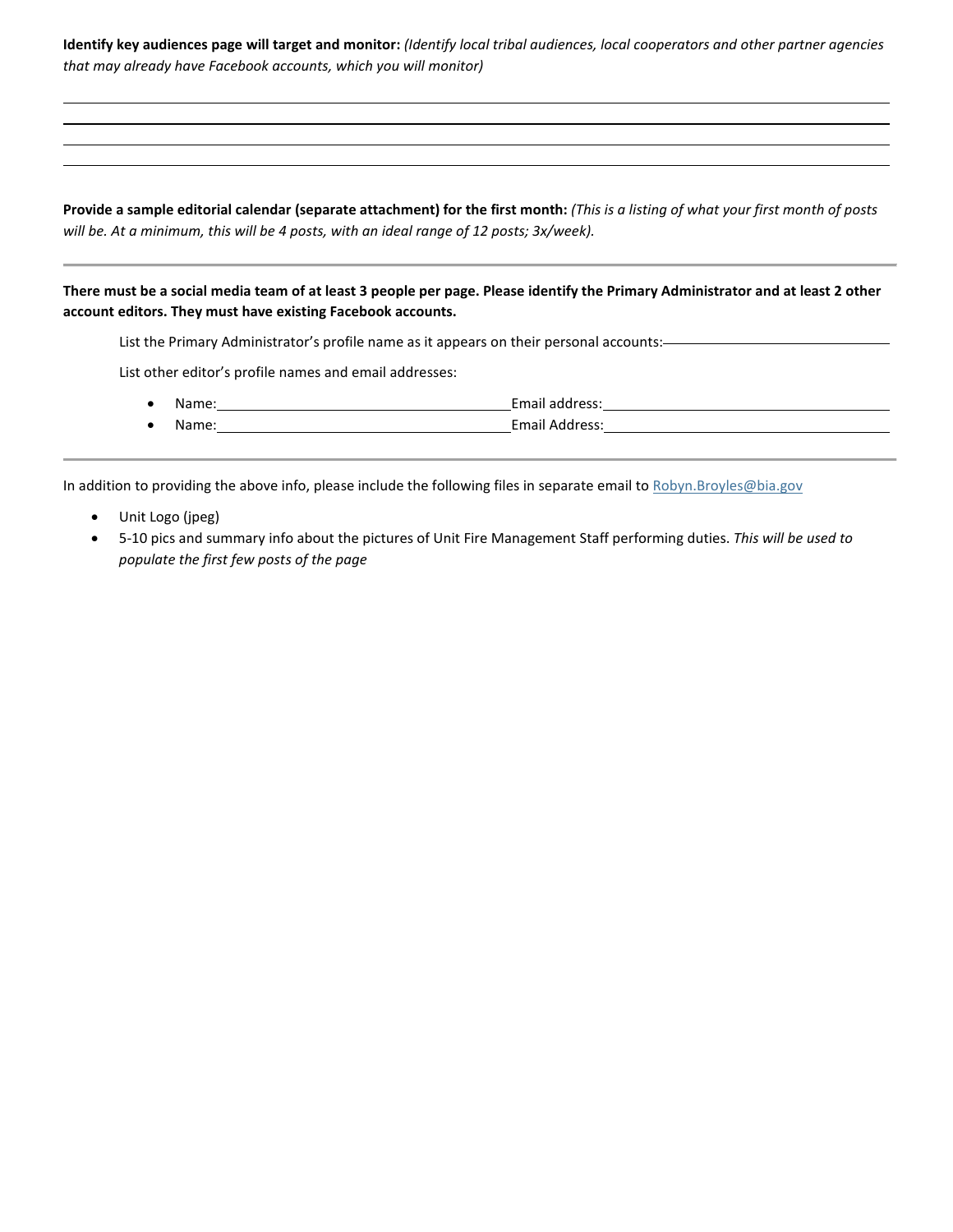**Identify key audiences page will target and monitor:** *(Identify local tribal audiences, local cooperators and other partner agencies that may already have Facebook accounts, which you will monitor)*

\_\_\_\_\_\_\_\_\_\_\_\_\_\_\_\_\_\_\_\_\_\_\_\_\_\_\_\_\_\_\_\_\_\_\_\_\_\_\_\_\_\_\_\_\_\_\_\_\_\_\_\_\_\_\_\_\_\_\_\_\_\_\_\_\_\_\_\_\_\_

\_\_\_\_\_\_\_\_\_\_\_\_\_\_\_\_\_\_\_\_\_\_\_\_\_\_\_\_\_\_\_\_\_\_\_\_\_\_\_\_\_\_\_\_\_\_\_\_\_\_\_\_\_\_\_\_\_\_\_\_\_\_\_\_\_\_\_\_\_\_

\_\_\_\_\_\_\_\_\_\_\_\_\_\_\_\_\_\_\_\_\_\_\_\_\_\_\_\_\_\_\_\_\_\_\_\_\_\_\_\_\_\_\_\_\_\_\_\_\_\_\_\_\_\_\_\_\_\_\_\_\_\_\_\_\_\_\_\_\_\_

\_\_\_\_\_\_\_\_\_\_\_\_\_\_\_\_\_\_\_\_\_\_\_\_\_\_\_\_\_\_\_\_\_\_\_\_\_\_\_\_\_\_\_\_\_\_\_\_\_\_\_\_\_\_\_\_\_\_\_\_\_\_\_\_\_\_\_\_\_\_

**Provide a sample editorial calendar (separate attachment) for the first month:** *(This is a listing of what your first month of posts will be. At a minimum, this will be 4 posts, with an ideal range of 12 posts; 3x/week).*

---

**There must be a social media team of at least 3 people per page. Please identify the Primary Administrator and at least 2 other account editors. They must have existing Facebook accounts.**

List the Primary Administrator's profile name as it appears on their personal accounts: \_\_\_\_\_\_\_\_\_\_\_\_\_\_\_\_\_\_\_\_

List other editor's profile names and email addresses:

- Name: \_\_\_\_\_\_\_\_\_\_\_\_\_\_\_\_\_\_\_\_ Email address: \_\_\_\_\_\_\_\_\_\_\_\_\_\_\_\_\_\_\_\_
- Name: \_\_\_\_\_\_\_\_\_\_\_\_\_\_\_\_\_\_\_\_ Email Address: \_\_\_\_\_\_\_\_\_\_\_\_\_\_\_\_\_\_\_\_

---

In addition to providing the above info, please include the following files in separate email to Robyn.Broyles@bia.gov

- Unit Logo (jpeg)
- 5-10 pics and summary info about the pictures of Unit Fire Management Staff performing duties. *This will be used to populate the first few posts of the page*